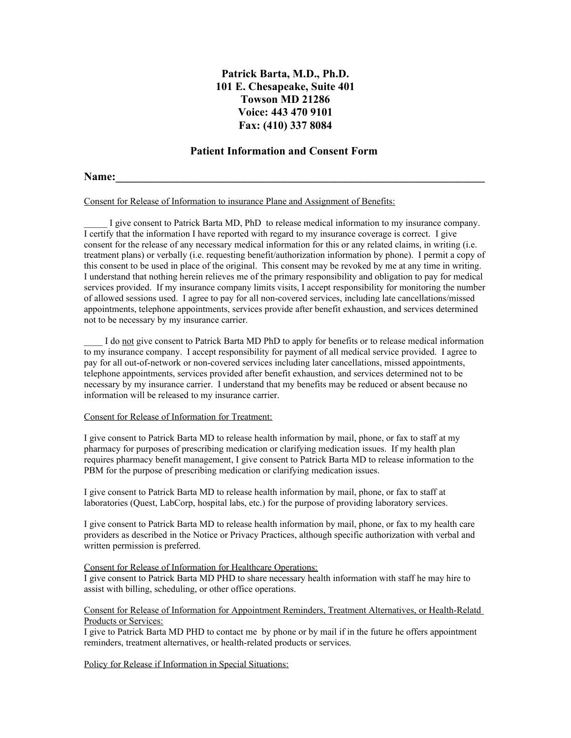**Patrick Barta, M.D., Ph.D.**
**101 E. Chesapeake, Suite 401**
**Towson MD 21286**
**Voice: 443 470 9101**
**Fax: (410) 337 8084**

## Patient Information and Consent Form

**Name:\_\_\_\_\_\_\_\_\_\_\_\_\_\_\_\_\_\_\_\_\_\_\_\_\_\_\_\_\_\_\_\_\_\_\_\_\_\_\_\_\_\_\_\_\_\_\_\_\_\_\_\_\_\_\_\_\_\_\_\_\_\_\_\_\_\_\_\_\_\_\_\_**

<u>Consent for Release of Information to insurance Plane and Assignment of Benefits:</u>

\_\_\_\_\_ I give consent to Patrick Barta MD, PhD to release medical information to my insurance company. I certify that the information I have reported with regard to my insurance coverage is correct. I give consent for the release of any necessary medical information for this or any related claims, in writing (i.e. treatment plans) or verbally (i.e. requesting benefit/authorization information by phone). I permit a copy of this consent to be used in place of the original. This consent may be revoked by me at any time in writing. I understand that nothing herein relieves me of the primary responsibility and obligation to pay for medical services provided. If my insurance company limits visits, I accept responsibility for monitoring the number of allowed sessions used. I agree to pay for all non-covered services, including late cancellations/missed appointments, telephone appointments, services provide after benefit exhaustion, and services determined not to be necessary by my insurance carrier.

\_\_\_\_ I do <u>not</u> give consent to Patrick Barta MD PhD to apply for benefits or to release medical information to my insurance company. I accept responsibility for payment of all medical service provided. I agree to pay for all out-of-network or non-covered services including later cancellations, missed appointments, telephone appointments, services provided after benefit exhaustion, and services determined not to be necessary by my insurance carrier. I understand that my benefits may be reduced or absent because no information will be released to my insurance carrier.

<u>Consent for Release of Information for Treatment:</u>

I give consent to Patrick Barta MD to release health information by mail, phone, or fax to staff at my pharmacy for purposes of prescribing medication or clarifying medication issues. If my health plan requires pharmacy benefit management, I give consent to Patrick Barta MD to release information to the PBM for the purpose of prescribing medication or clarifying medication issues.

I give consent to Patrick Barta MD to release health information by mail, phone, or fax to staff at laboratories (Quest, LabCorp, hospital labs, etc.) for the purpose of providing laboratory services.

I give consent to Patrick Barta MD to release health information by mail, phone, or fax to my health care providers as described in the Notice or Privacy Practices, although specific authorization with verbal and written permission is preferred.

<u>Consent for Release of Information for Healthcare Operations:</u>
I give consent to Patrick Barta MD PHD to share necessary health information with staff he may hire to assist with billing, scheduling, or other office operations.

<u>Consent for Release of Information for Appointment Reminders, Treatment Alternatives, or Health-Relatd Products or Services:</u>
I give to Patrick Barta MD PHD to contact me by phone or by mail if in the future he offers appointment reminders, treatment alternatives, or health-related products or services.

<u>Policy for Release if Information in Special Situations:</u>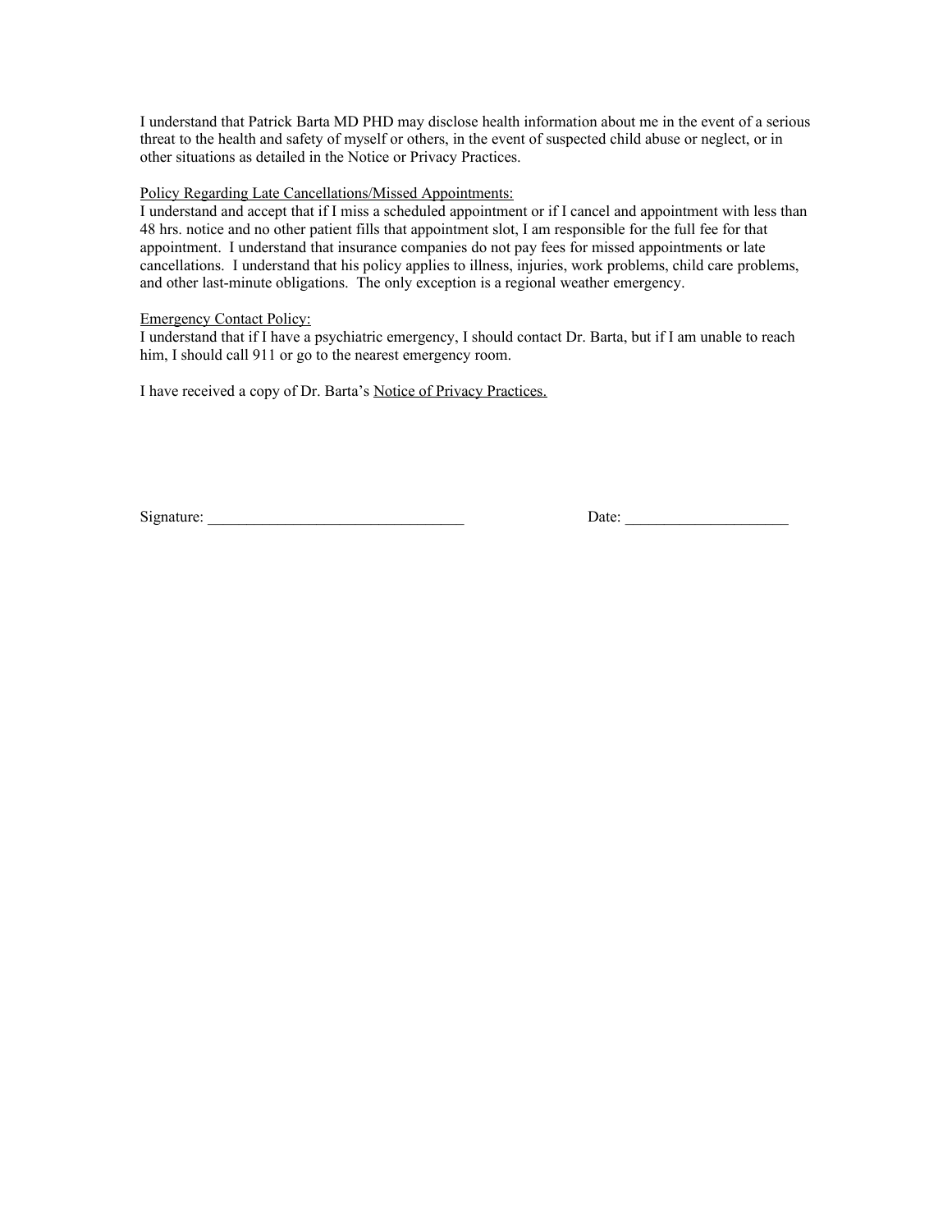I understand that Patrick Barta MD PHD may disclose health information about me in the event of a serious threat to the health and safety of myself or others, in the event of suspected child abuse or neglect, or in other situations as detailed in the Notice or Privacy Practices.

<u>Policy Regarding Late Cancellations/Missed Appointments:</u>
I understand and accept that if I miss a scheduled appointment or if I cancel and appointment with less than 48 hrs. notice and no other patient fills that appointment slot, I am responsible for the full fee for that appointment. I understand that insurance companies do not pay fees for missed appointments or late cancellations. I understand that his policy applies to illness, injuries, work problems, child care problems, and other last-minute obligations. The only exception is a regional weather emergency.

<u>Emergency Contact Policy:</u>
I understand that if I have a psychiatric emergency, I should contact Dr. Barta, but if I am unable to reach him, I should call 911 or go to the nearest emergency room.

I have received a copy of Dr. Barta's <u>Notice of Privacy Practices.</u>

Signature: ________________________________ Date: ____________________